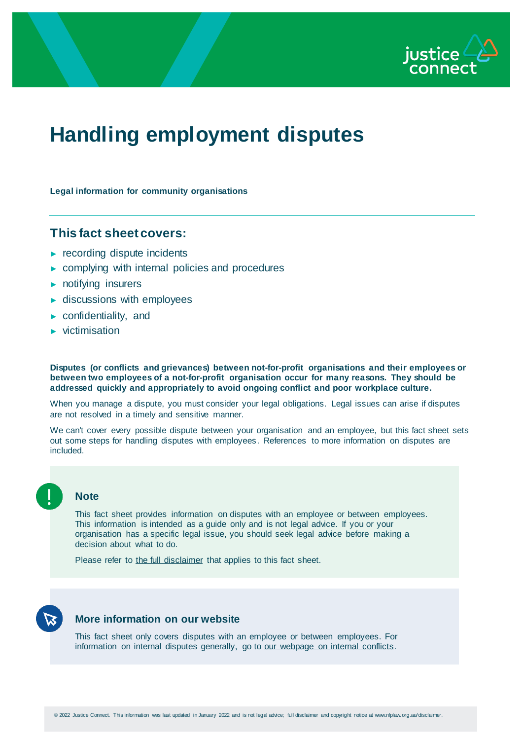# Handling employment disputes

**Legal information for community organisations**

## This fact sheet covers:

- recording dispute incidents
- complying with internal policies and procedures
- notifying insurers
- discussions with employees
- confidentiality, and
- victimisation

**Disputes (or conflicts and grievances) between not-for-profit organisations and their employees or between two employees of a not-for-profit organisation occur for many reasons. They should be addressed quickly and appropriately to avoid ongoing conflict and poor workplace culture.**

When you manage a dispute, you must consider your legal obligations. Legal issues can arise if disputes are not resolved in a timely and sensitive manner.

We can't cover every possible dispute between your organisation and an employee, but this fact sheet sets out some steps for handling disputes with employees. References to more information on disputes are included.

### Note

This fact sheet provides information on disputes with an employee or between employees. This information is intended as a guide only and is not legal advice. If you or your organisation has a specific legal issue, you should seek legal advice before making a decision about what to do.

Please refer to the full disclaimer that applies to this fact sheet.

### More information on our website

This fact sheet only covers disputes with an employee or between employees. For information on internal disputes generally, go to our webpage on internal conflicts.

© 2022 Justice Connect. This information was last updated in January 2022 and is not legal advice; full disclaimer and copyright notice at www.nfplaw.org.au/disclaimer.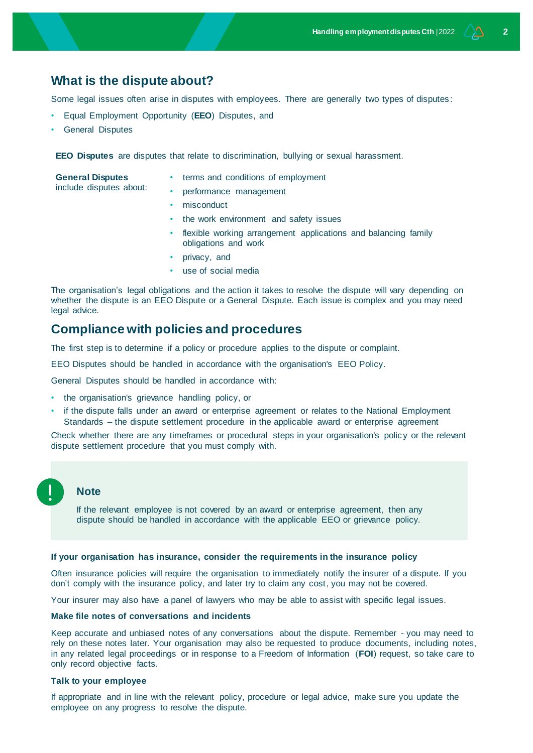## What is the dispute about?

Some legal issues often arise in disputes with employees. There are generally two types of disputes:

- Equal Employment Opportunity (**EEO**) Disputes, and
- General Disputes

**EEO Disputes** are disputes that relate to discrimination, bullying or sexual harassment.

**General Disputes** include disputes about:

- terms and conditions of employment
- performance management
- misconduct
- the work environment and safety issues
- flexible working arrangement applications and balancing family obligations and work
- privacy, and
- use of social media

The organisation's legal obligations and the action it takes to resolve the dispute will vary depending on whether the dispute is an EEO Dispute or a General Dispute. Each issue is complex and you may need legal advice.

## Compliance with policies and procedures

The first step is to determine if a policy or procedure applies to the dispute or complaint.

EEO Disputes should be handled in accordance with the organisation's EEO Policy.

General Disputes should be handled in accordance with:

- the organisation's grievance handling policy, or
- if the dispute falls under an award or enterprise agreement or relates to the National Employment Standards – the dispute settlement procedure in the applicable award or enterprise agreement

Check whether there are any timeframes or procedural steps in your organisation's policy or the relevant dispute settlement procedure that you must comply with.

> **Note**
>
> If the relevant employee is not covered by an award or enterprise agreement, then any dispute should be handled in accordance with the applicable EEO or grievance policy.

#### If your organisation has insurance, consider the requirements in the insurance policy

Often insurance policies will require the organisation to immediately notify the insurer of a dispute. If you don't comply with the insurance policy, and later try to claim any cost, you may not be covered.

Your insurer may also have a panel of lawyers who may be able to assist with specific legal issues.

#### Make file notes of conversations and incidents

Keep accurate and unbiased notes of any conversations about the dispute. Remember - you may need to rely on these notes later. Your organisation may also be requested to produce documents, including notes, in any related legal proceedings or in response to a Freedom of Information (**FOI**) request, so take care to only record objective facts.

#### Talk to your employee

If appropriate and in line with the relevant policy, procedure or legal advice, make sure you update the employee on any progress to resolve the dispute.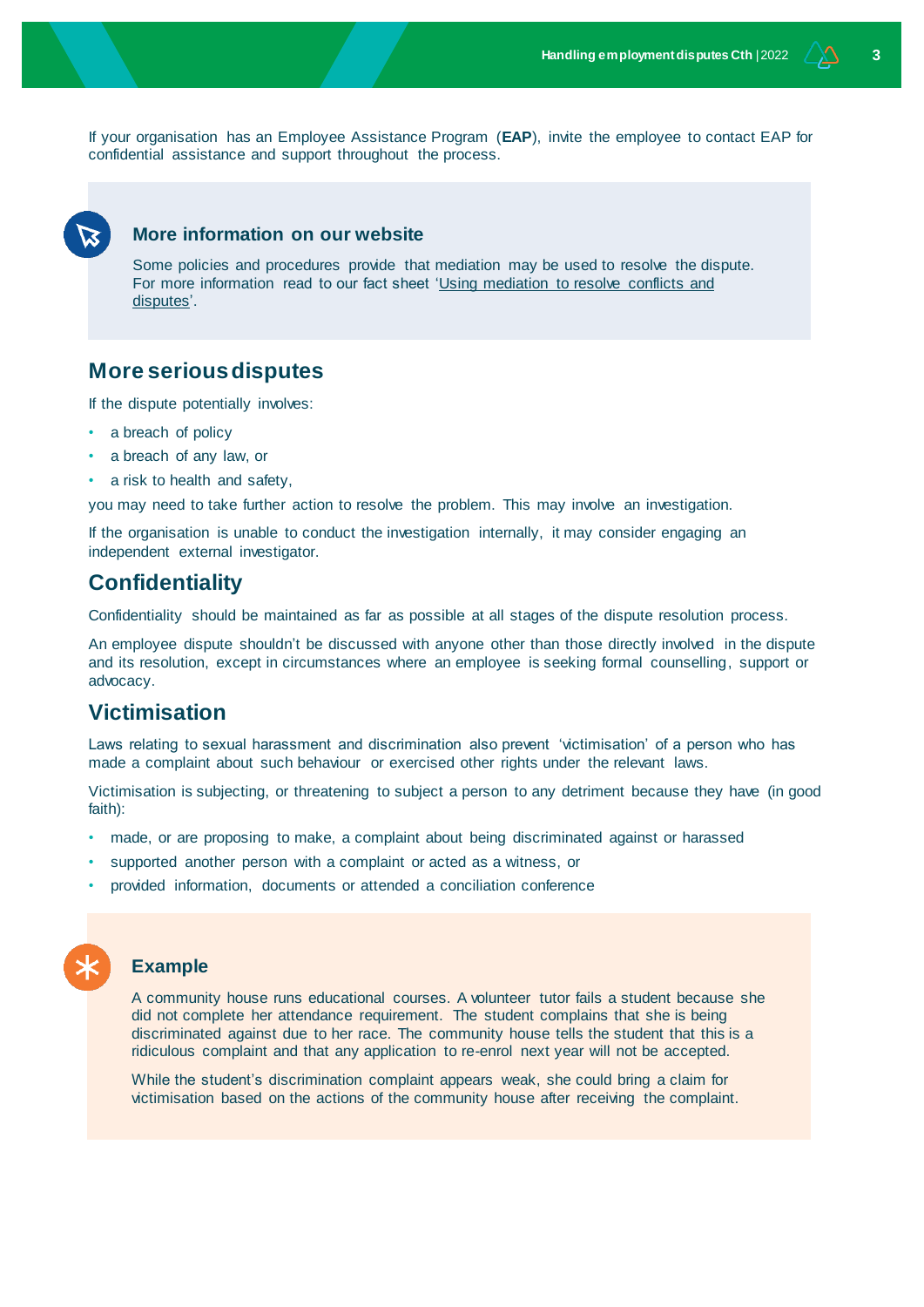If your organisation has an Employee Assistance Program (**EAP**), invite the employee to contact EAP for confidential assistance and support throughout the process.

### More information on our website

Some policies and procedures provide that mediation may be used to resolve the dispute. For more information read to our fact sheet 'Using mediation to resolve conflicts and disputes'.

## More serious disputes

If the dispute potentially involves:

- a breach of policy
- a breach of any law, or
- a risk to health and safety,

you may need to take further action to resolve the problem. This may involve an investigation.

If the organisation is unable to conduct the investigation internally, it may consider engaging an independent external investigator.

## Confidentiality

Confidentiality should be maintained as far as possible at all stages of the dispute resolution process.

An employee dispute shouldn't be discussed with anyone other than those directly involved in the dispute and its resolution, except in circumstances where an employee is seeking formal counselling, support or advocacy.

## Victimisation

Laws relating to sexual harassment and discrimination also prevent 'victimisation' of a person who has made a complaint about such behaviour or exercised other rights under the relevant laws.

Victimisation is subjecting, or threatening to subject a person to any detriment because they have (in good faith):

- made, or are proposing to make, a complaint about being discriminated against or harassed
- supported another person with a complaint or acted as a witness, or
- provided information, documents or attended a conciliation conference

### Example

A community house runs educational courses. A volunteer tutor fails a student because she did not complete her attendance requirement. The student complains that she is being discriminated against due to her race. The community house tells the student that this is a ridiculous complaint and that any application to re-enrol next year will not be accepted.

While the student's discrimination complaint appears weak, she could bring a claim for victimisation based on the actions of the community house after receiving the complaint.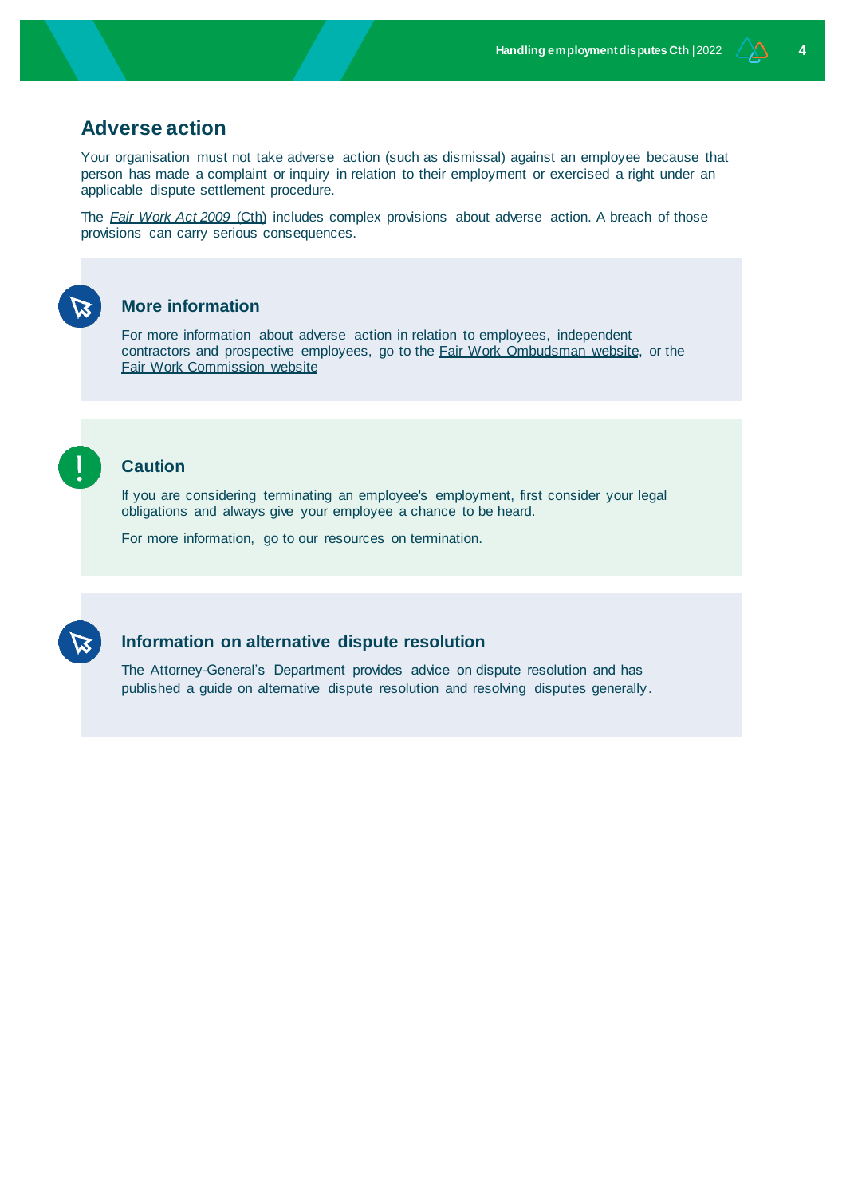## Adverse action

Your organisation must not take adverse action (such as dismissal) against an employee because that person has made a complaint or inquiry in relation to their employment or exercised a right under an applicable dispute settlement procedure.

The *Fair Work Act 2009* (Cth) includes complex provisions about adverse action. A breach of those provisions can carry serious consequences.

### More information

For more information about adverse action in relation to employees, independent contractors and prospective employees, go to the Fair Work Ombudsman website, or the Fair Work Commission website

### Caution

If you are considering terminating an employee's employment, first consider your legal obligations and always give your employee a chance to be heard.

For more information, go to our resources on termination.

### Information on alternative dispute resolution

The Attorney-General's Department provides advice on dispute resolution and has published a guide on alternative dispute resolution and resolving disputes generally.